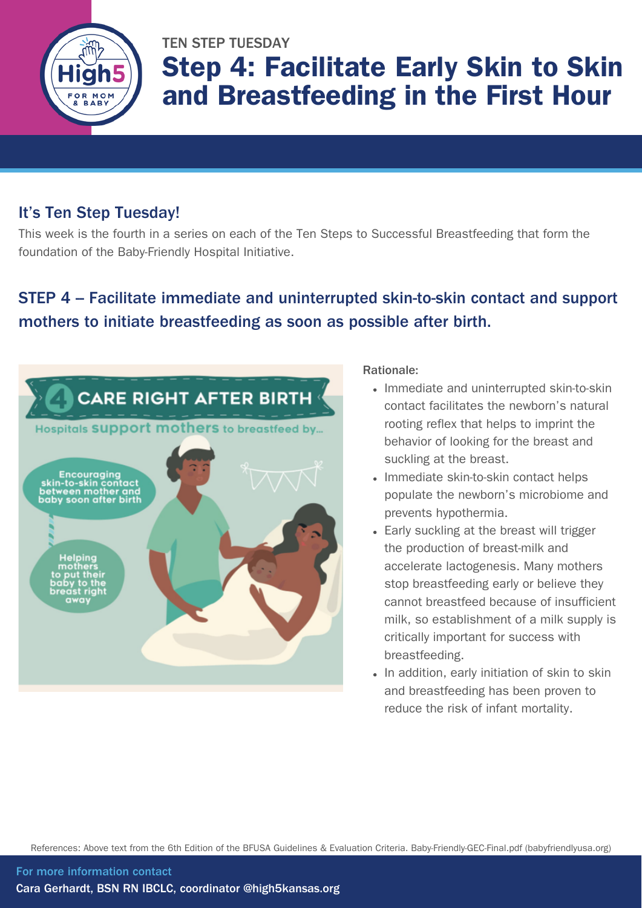TEN STEP TUESDAY

# Step 4: Facilitate Early Skin to Skin and Breastfeeding in the First Hour

## It's Ten Step Tuesday!

This week is the fourth in a series on each of the Ten Steps to Successful Breastfeeding that form the foundation of the Baby-Friendly Hospital Initiative.

## STEP 4 – Facilitate immediate and uninterrupted skin-to-skin contact and support mothers to initiate breastfeeding as soon as possible after birth.

**Rationale:**

- Immediate and uninterrupted skin-to-skin contact facilitates the newborn's natural rooting reflex that helps to imprint the behavior of looking for the breast and suckling at the breast.
- Immediate skin-to-skin contact helps populate the newborn's microbiome and prevents hypothermia.
- Early suckling at the breast will trigger the production of breast-milk and accelerate lactogenesis. Many mothers stop breastfeeding early or believe they cannot breastfeed because of insufficient milk, so establishment of a milk supply is critically important for success with breastfeeding.
- In addition, early initiation of skin to skin and breastfeeding has been proven to reduce the risk of infant mortality.

References: Above text from the 6th Edition of the BFUSA Guidelines & Evaluation Criteria. Baby-Friendly-GEC-Final.pdf (babyfriendlyusa.org)

For more information contact

Cara Gerhardt, BSN RN IBCLC, coordinator @high5kansas.org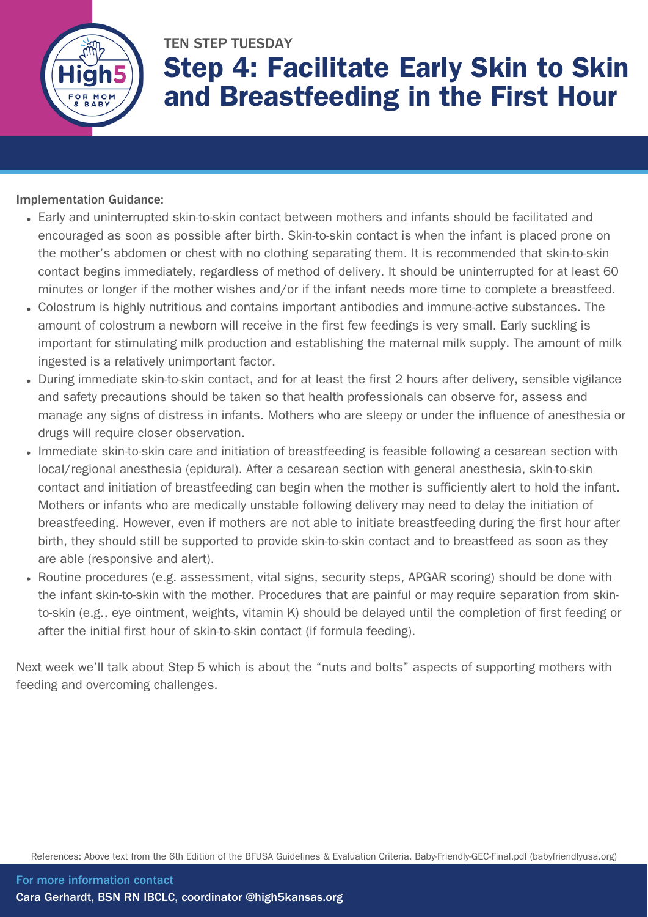TEN STEP TUESDAY

# Step 4: Facilitate Early Skin to Skin and Breastfeeding in the First Hour

Implementation Guidance:

- Early and uninterrupted skin-to-skin contact between mothers and infants should be facilitated and encouraged as soon as possible after birth. Skin-to-skin contact is when the infant is placed prone on the mother's abdomen or chest with no clothing separating them. It is recommended that skin-to-skin contact begins immediately, regardless of method of delivery. It should be uninterrupted for at least 60 minutes or longer if the mother wishes and/or if the infant needs more time to complete a breastfeed.
- Colostrum is highly nutritious and contains important antibodies and immune-active substances. The amount of colostrum a newborn will receive in the first few feedings is very small. Early suckling is important for stimulating milk production and establishing the maternal milk supply. The amount of milk ingested is a relatively unimportant factor.
- During immediate skin-to-skin contact, and for at least the first 2 hours after delivery, sensible vigilance and safety precautions should be taken so that health professionals can observe for, assess and manage any signs of distress in infants. Mothers who are sleepy or under the influence of anesthesia or drugs will require closer observation.
- Immediate skin-to-skin care and initiation of breastfeeding is feasible following a cesarean section with local/regional anesthesia (epidural). After a cesarean section with general anesthesia, skin-to-skin contact and initiation of breastfeeding can begin when the mother is sufficiently alert to hold the infant. Mothers or infants who are medically unstable following delivery may need to delay the initiation of breastfeeding. However, even if mothers are not able to initiate breastfeeding during the first hour after birth, they should still be supported to provide skin-to-skin contact and to breastfeed as soon as they are able (responsive and alert).
- Routine procedures (e.g. assessment, vital signs, security steps, APGAR scoring) should be done with the infant skin-to-skin with the mother. Procedures that are painful or may require separation from skin-to-skin (e.g., eye ointment, weights, vitamin K) should be delayed until the completion of first feeding or after the initial first hour of skin-to-skin contact (if formula feeding).

Next week we'll talk about Step 5 which is about the "nuts and bolts" aspects of supporting mothers with feeding and overcoming challenges.

References: Above text from the 6th Edition of the BFUSA Guidelines & Evaluation Criteria. Baby-Friendly-GEC-Final.pdf (babyfriendlyusa.org)

For more information contact

Cara Gerhardt, BSN RN IBCLC, coordinator @high5kansas.org